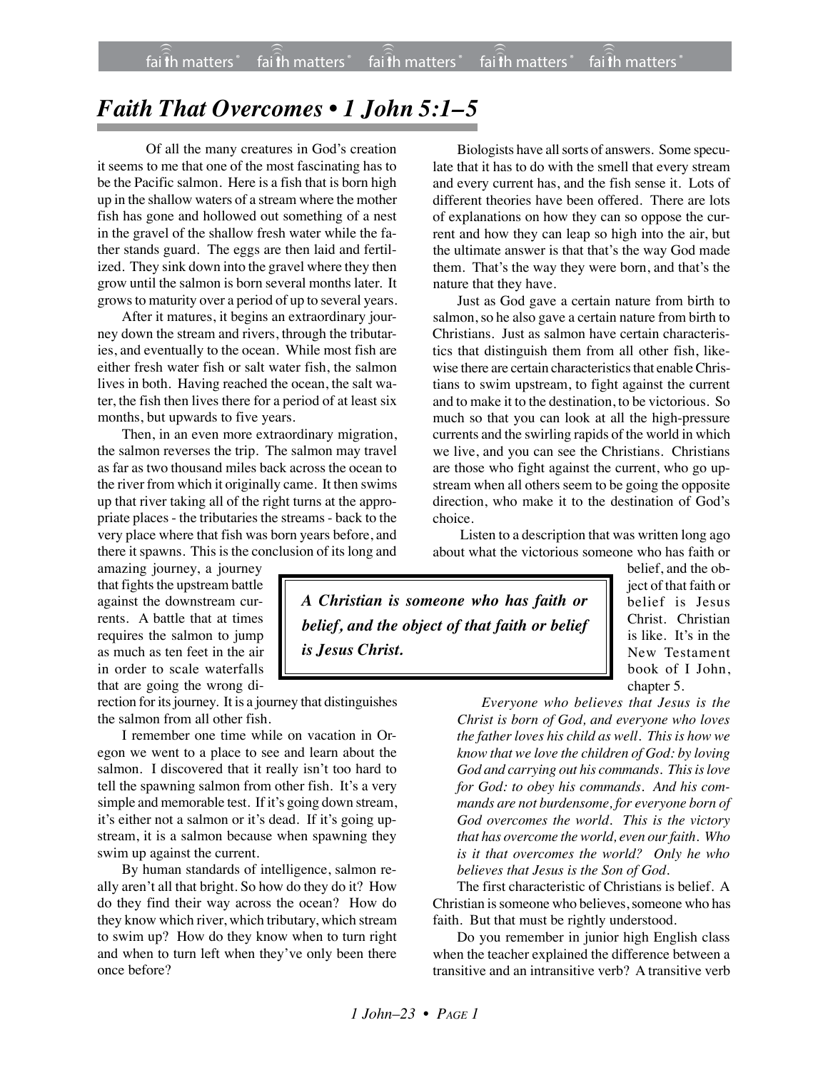# *Faith That Overcomes • 1 John 5:1–5*

Of all the many creatures in God's creation it seems to me that one of the most fascinating has to be the Pacific salmon. Here is a fish that is born high up in the shallow waters of a stream where the mother fish has gone and hollowed out something of a nest in the gravel of the shallow fresh water while the father stands guard. The eggs are then laid and fertilized. They sink down into the gravel where they then grow until the salmon is born several months later. It grows to maturity over a period of up to several years.

After it matures, it begins an extraordinary journey down the stream and rivers, through the tributaries, and eventually to the ocean. While most fish are either fresh water fish or salt water fish, the salmon lives in both. Having reached the ocean, the salt water, the fish then lives there for a period of at least six months, but upwards to five years.

Then, in an even more extraordinary migration, the salmon reverses the trip. The salmon may travel as far as two thousand miles back across the ocean to the river from which it originally came. It then swims up that river taking all of the right turns at the appropriate places - the tributaries the streams - back to the very place where that fish was born years before, and there it spawns. This is the conclusion of its long and amazing journey, a journey that fights the upstream battle against the downstream currents. A battle that at times requires the salmon to jump as much as ten feet in the air in order to scale waterfalls that are going the wrong direction for its journey. It is a journey that distinguishes the salmon from all other fish.

I remember one time while on vacation in Oregon we went to a place to see and learn about the salmon. I discovered that it really isn't too hard to tell the spawning salmon from other fish. It's a very simple and memorable test. If it's going down stream, it's either not a salmon or it's dead. If it's going upstream, it is a salmon because when spawning they swim up against the current.

By human standards of intelligence, salmon really aren't all that bright. So how do they do it? How do they find their way across the ocean? How do they know which river, which tributary, which stream to swim up? How do they know when to turn right and when to turn left when they've only been there once before?

Biologists have all sorts of answers. Some speculate that it has to do with the smell that every stream and every current has, and the fish sense it. Lots of different theories have been offered. There are lots of explanations on how they can so oppose the current and how they can leap so high into the air, but the ultimate answer is that that's the way God made them. That's the way they were born, and that's the nature that they have.

Just as God gave a certain nature from birth to salmon, so he also gave a certain nature from birth to Christians. Just as salmon have certain characteristics that distinguish them from all other fish, likewise there are certain characteristics that enable Christians to swim upstream, to fight against the current and to make it to the destination, to be victorious. So much so that you can look at all the high-pressure currents and the swirling rapids of the world in which we live, and you can see the Christians. Christians are those who fight against the current, who go upstream when all others seem to be going the opposite direction, who make it to the destination of God's choice.

Listen to a description that was written long ago about what the victorious someone who has faith or belief, and the object of that faith or belief is Jesus Christ. Christian is like. It's in the New Testament book of I John, chapter 5.

> ***A Christian is someone who has faith or belief, and the object of that faith or belief is Jesus Christ.***

> *Everyone who believes that Jesus is the Christ is born of God, and everyone who loves the father loves his child as well. This is how we know that we love the children of God: by loving God and carrying out his commands. This is love for God: to obey his commands. And his commands are not burdensome, for everyone born of God overcomes the world. This is the victory that has overcome the world, even our faith. Who is it that overcomes the world? Only he who believes that Jesus is the Son of God.*

The first characteristic of Christians is belief. A Christian is someone who believes, someone who has faith. But that must be rightly understood.

Do you remember in junior high English class when the teacher explained the difference between a transitive and an intransitive verb? A transitive verb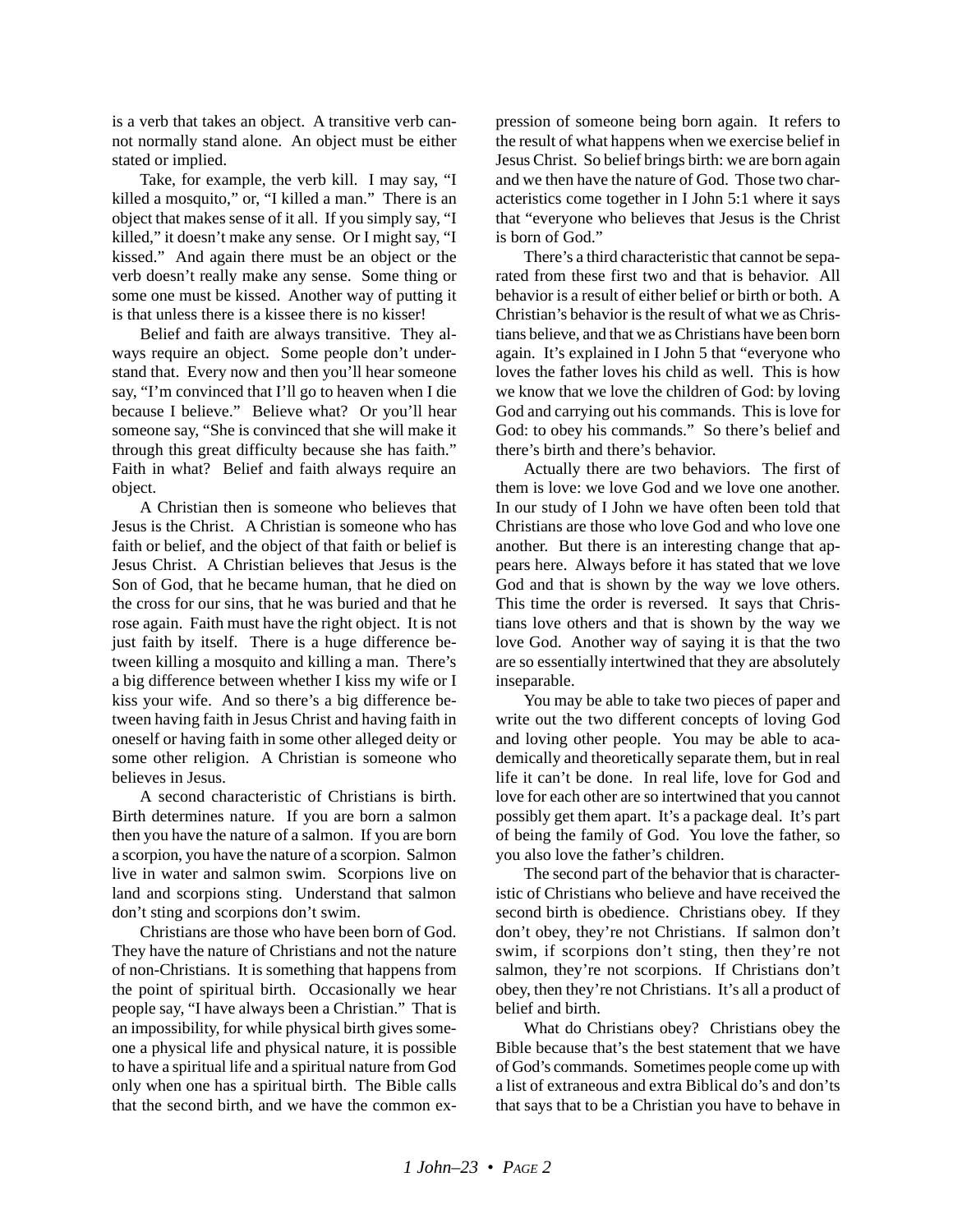is a verb that takes an object. A transitive verb cannot normally stand alone. An object must be either stated or implied.

Take, for example, the verb kill. I may say, "I killed a mosquito," or, "I killed a man." There is an object that makes sense of it all. If you simply say, "I killed," it doesn't make any sense. Or I might say, "I kissed." And again there must be an object or the verb doesn't really make any sense. Some thing or some one must be kissed. Another way of putting it is that unless there is a kissee there is no kisser!

Belief and faith are always transitive. They always require an object. Some people don't understand that. Every now and then you'll hear someone say, "I'm convinced that I'll go to heaven when I die because I believe." Believe what? Or you'll hear someone say, "She is convinced that she will make it through this great difficulty because she has faith." Faith in what? Belief and faith always require an object.

A Christian then is someone who believes that Jesus is the Christ. A Christian is someone who has faith or belief, and the object of that faith or belief is Jesus Christ. A Christian believes that Jesus is the Son of God, that he became human, that he died on the cross for our sins, that he was buried and that he rose again. Faith must have the right object. It is not just faith by itself. There is a huge difference between killing a mosquito and killing a man. There's a big difference between whether I kiss my wife or I kiss your wife. And so there's a big difference between having faith in Jesus Christ and having faith in oneself or having faith in some other alleged deity or some other religion. A Christian is someone who believes in Jesus.

A second characteristic of Christians is birth. Birth determines nature. If you are born a salmon then you have the nature of a salmon. If you are born a scorpion, you have the nature of a scorpion. Salmon live in water and salmon swim. Scorpions live on land and scorpions sting. Understand that salmon don't sting and scorpions don't swim.

Christians are those who have been born of God. They have the nature of Christians and not the nature of non-Christians. It is something that happens from the point of spiritual birth. Occasionally we hear people say, "I have always been a Christian." That is an impossibility, for while physical birth gives someone a physical life and physical nature, it is possible to have a spiritual life and a spiritual nature from God only when one has a spiritual birth. The Bible calls that the second birth, and we have the common expression of someone being born again. It refers to the result of what happens when we exercise belief in Jesus Christ. So belief brings birth: we are born again and we then have the nature of God. Those two characteristics come together in I John 5:1 where it says that "everyone who believes that Jesus is the Christ is born of God."

There's a third characteristic that cannot be separated from these first two and that is behavior. All behavior is a result of either belief or birth or both. A Christian's behavior is the result of what we as Christians believe, and that we as Christians have been born again. It's explained in I John 5 that "everyone who loves the father loves his child as well. This is how we know that we love the children of God: by loving God and carrying out his commands. This is love for God: to obey his commands." So there's belief and there's birth and there's behavior.

Actually there are two behaviors. The first of them is love: we love God and we love one another. In our study of I John we have often been told that Christians are those who love God and who love one another. But there is an interesting change that appears here. Always before it has stated that we love God and that is shown by the way we love others. This time the order is reversed. It says that Christians love others and that is shown by the way we love God. Another way of saying it is that the two are so essentially intertwined that they are absolutely inseparable.

You may be able to take two pieces of paper and write out the two different concepts of loving God and loving other people. You may be able to academically and theoretically separate them, but in real life it can't be done. In real life, love for God and love for each other are so intertwined that you cannot possibly get them apart. It's a package deal. It's part of being the family of God. You love the father, so you also love the father's children.

The second part of the behavior that is characteristic of Christians who believe and have received the second birth is obedience. Christians obey. If they don't obey, they're not Christians. If salmon don't swim, if scorpions don't sting, then they're not salmon, they're not scorpions. If Christians don't obey, then they're not Christians. It's all a product of belief and birth.

What do Christians obey? Christians obey the Bible because that's the best statement that we have of God's commands. Sometimes people come up with a list of extraneous and extra Biblical do's and don'ts that says that to be a Christian you have to behave in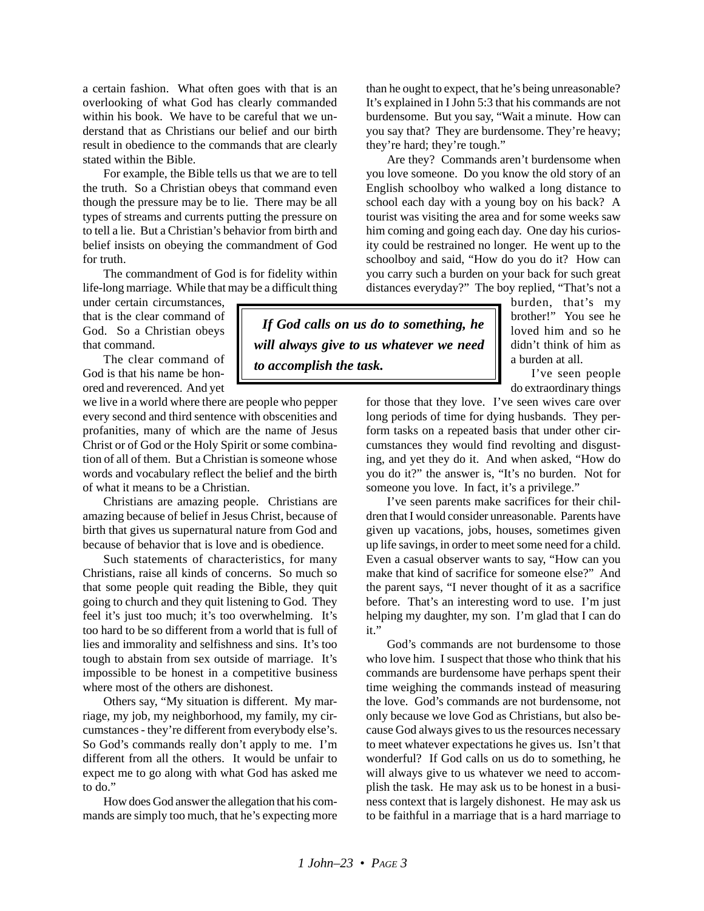a certain fashion. What often goes with that is an overlooking of what God has clearly commanded within his book. We have to be careful that we understand that as Christians our belief and our birth result in obedience to the commands that are clearly stated within the Bible.

For example, the Bible tells us that we are to tell the truth. So a Christian obeys that command even though the pressure may be to lie. There may be all types of streams and currents putting the pressure on to tell a lie. But a Christian's behavior from birth and belief insists on obeying the commandment of God for truth.

The commandment of God is for fidelity within life-long marriage. While that may be a difficult thing under certain circumstances, that is the clear command of God. So a Christian obeys that command.

The clear command of God is that his name be honored and reverenced. And yet we live in a world where there are people who pepper every second and third sentence with obscenities and profanities, many of which are the name of Jesus Christ or of God or the Holy Spirit or some combination of all of them. But a Christian is someone whose words and vocabulary reflect the belief and the birth of what it means to be a Christian.

Christians are amazing people. Christians are amazing because of belief in Jesus Christ, because of birth that gives us supernatural nature from God and because of behavior that is love and is obedience.

Such statements of characteristics, for many Christians, raise all kinds of concerns. So much so that some people quit reading the Bible, they quit going to church and they quit listening to God. They feel it's just too much; it's too overwhelming. It's too hard to be so different from a world that is full of lies and immorality and selfishness and sins. It's too tough to abstain from sex outside of marriage. It's impossible to be honest in a competitive business where most of the others are dishonest.

Others say, "My situation is different. My marriage, my job, my neighborhood, my family, my circumstances - they're different from everybody else's. So God's commands really don't apply to me. I'm different from all the others. It would be unfair to expect me to go along with what God has asked me to do."

How does God answer the allegation that his commands are simply too much, that he's expecting more than he ought to expect, that he's being unreasonable? It's explained in I John 5:3 that his commands are not burdensome. But you say, "Wait a minute. How can you say that? They are burdensome. They're heavy; they're hard; they're tough."

Are they? Commands aren't burdensome when you love someone. Do you know the old story of an English schoolboy who walked a long distance to school each day with a young boy on his back? A tourist was visiting the area and for some weeks saw him coming and going each day. One day his curiosity could be restrained no longer. He went up to the schoolboy and said, "How do you do it? How can you carry such a burden on your back for such great distances everyday?" The boy replied, "That's not a burden, that's my brother!" You see he loved him and so he didn't think of him as a burden at all.

> ***If God calls on us do to something, he will always give to us whatever we need to accomplish the task.***

I've seen people do extraordinary things for those that they love. I've seen wives care over long periods of time for dying husbands. They perform tasks on a repeated basis that under other circumstances they would find revolting and disgusting, and yet they do it. And when asked, "How do you do it?" the answer is, "It's no burden. Not for someone you love. In fact, it's a privilege."

I've seen parents make sacrifices for their children that I would consider unreasonable. Parents have given up vacations, jobs, houses, sometimes given up life savings, in order to meet some need for a child. Even a casual observer wants to say, "How can you make that kind of sacrifice for someone else?" And the parent says, "I never thought of it as a sacrifice before. That's an interesting word to use. I'm just helping my daughter, my son. I'm glad that I can do it."

God's commands are not burdensome to those who love him. I suspect that those who think that his commands are burdensome have perhaps spent their time weighing the commands instead of measuring the love. God's commands are not burdensome, not only because we love God as Christians, but also because God always gives to us the resources necessary to meet whatever expectations he gives us. Isn't that wonderful? If God calls on us do to something, he will always give to us whatever we need to accomplish the task. He may ask us to be honest in a business context that is largely dishonest. He may ask us to be faithful in a marriage that is a hard marriage to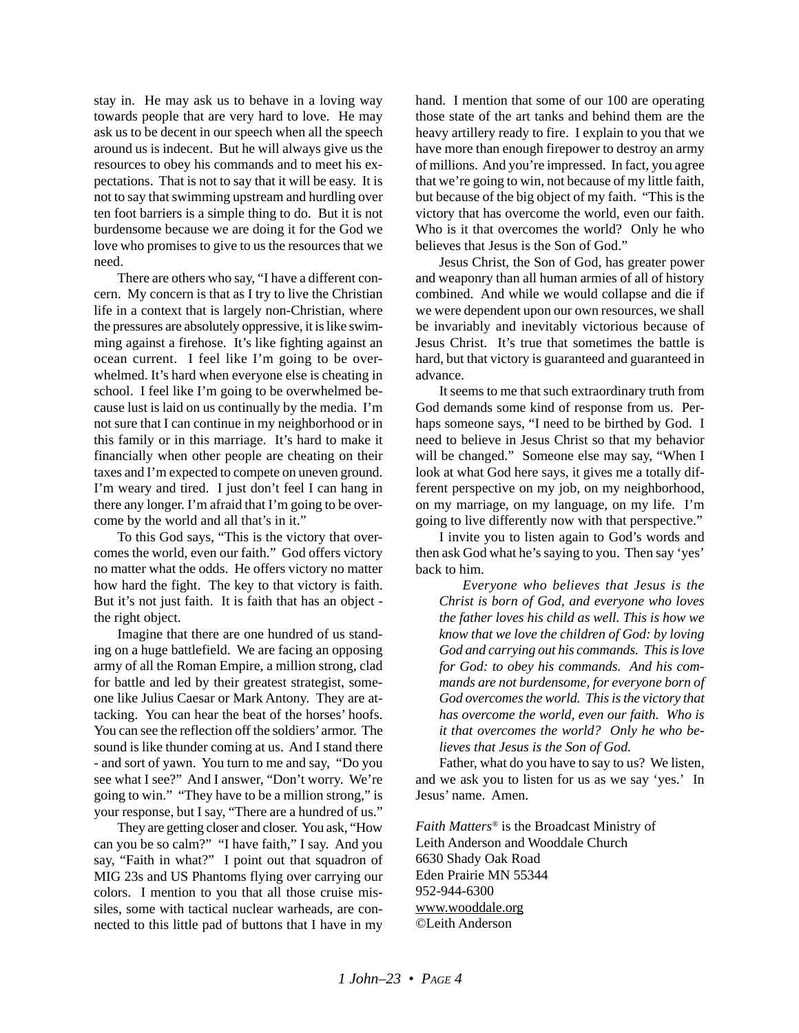stay in. He may ask us to behave in a loving way towards people that are very hard to love. He may ask us to be decent in our speech when all the speech around us is indecent. But he will always give us the resources to obey his commands and to meet his expectations. That is not to say that it will be easy. It is not to say that swimming upstream and hurdling over ten foot barriers is a simple thing to do. But it is not burdensome because we are doing it for the God we love who promises to give to us the resources that we need.

There are others who say, "I have a different concern. My concern is that as I try to live the Christian life in a context that is largely non-Christian, where the pressures are absolutely oppressive, it is like swimming against a firehose. It's like fighting against an ocean current. I feel like I'm going to be overwhelmed. It's hard when everyone else is cheating in school. I feel like I'm going to be overwhelmed because lust is laid on us continually by the media. I'm not sure that I can continue in my neighborhood or in this family or in this marriage. It's hard to make it financially when other people are cheating on their taxes and I'm expected to compete on uneven ground. I'm weary and tired. I just don't feel I can hang in there any longer. I'm afraid that I'm going to be overcome by the world and all that's in it."

To this God says, "This is the victory that overcomes the world, even our faith." God offers victory no matter what the odds. He offers victory no matter how hard the fight. The key to that victory is faith. But it's not just faith. It is faith that has an object - the right object.

Imagine that there are one hundred of us standing on a huge battlefield. We are facing an opposing army of all the Roman Empire, a million strong, clad for battle and led by their greatest strategist, someone like Julius Caesar or Mark Antony. They are attacking. You can hear the beat of the horses' hoofs. You can see the reflection off the soldiers' armor. The sound is like thunder coming at us. And I stand there - and sort of yawn. You turn to me and say, "Do you see what I see?" And I answer, "Don't worry. We're going to win." "They have to be a million strong," is your response, but I say, "There are a hundred of us."

They are getting closer and closer. You ask, "How can you be so calm?" "I have faith," I say. And you say, "Faith in what?" I point out that squadron of MIG 23s and US Phantoms flying over carrying our colors. I mention to you that all those cruise missiles, some with tactical nuclear warheads, are connected to this little pad of buttons that I have in my hand. I mention that some of our 100 are operating those state of the art tanks and behind them are the heavy artillery ready to fire. I explain to you that we have more than enough firepower to destroy an army of millions. And you're impressed. In fact, you agree that we're going to win, not because of my little faith, but because of the big object of my faith. "This is the victory that has overcome the world, even our faith. Who is it that overcomes the world? Only he who believes that Jesus is the Son of God."

Jesus Christ, the Son of God, has greater power and weaponry than all human armies of all of history combined. And while we would collapse and die if we were dependent upon our own resources, we shall be invariably and inevitably victorious because of Jesus Christ. It's true that sometimes the battle is hard, but that victory is guaranteed and guaranteed in advance.

It seems to me that such extraordinary truth from God demands some kind of response from us. Perhaps someone says, "I need to be birthed by God. I need to believe in Jesus Christ so that my behavior will be changed." Someone else may say, "When I look at what God here says, it gives me a totally different perspective on my job, on my neighborhood, on my marriage, on my language, on my life. I'm going to live differently now with that perspective."

I invite you to listen again to God's words and then ask God what he's saying to you. Then say 'yes' back to him.

> *Everyone who believes that Jesus is the Christ is born of God, and everyone who loves the father loves his child as well. This is how we know that we love the children of God: by loving God and carrying out his commands. This is love for God: to obey his commands. And his commands are not burdensome, for everyone born of God overcomes the world. This is the victory that has overcome the world, even our faith. Who is it that overcomes the world? Only he who believes that Jesus is the Son of God.*

Father, what do you have to say to us? We listen, and we ask you to listen for us as we say 'yes.' In Jesus' name. Amen.

*Faith Matters*® is the Broadcast Ministry of
Leith Anderson and Wooddale Church
6630 Shady Oak Road
Eden Prairie MN 55344
952-944-6300
www.wooddale.org
©Leith Anderson